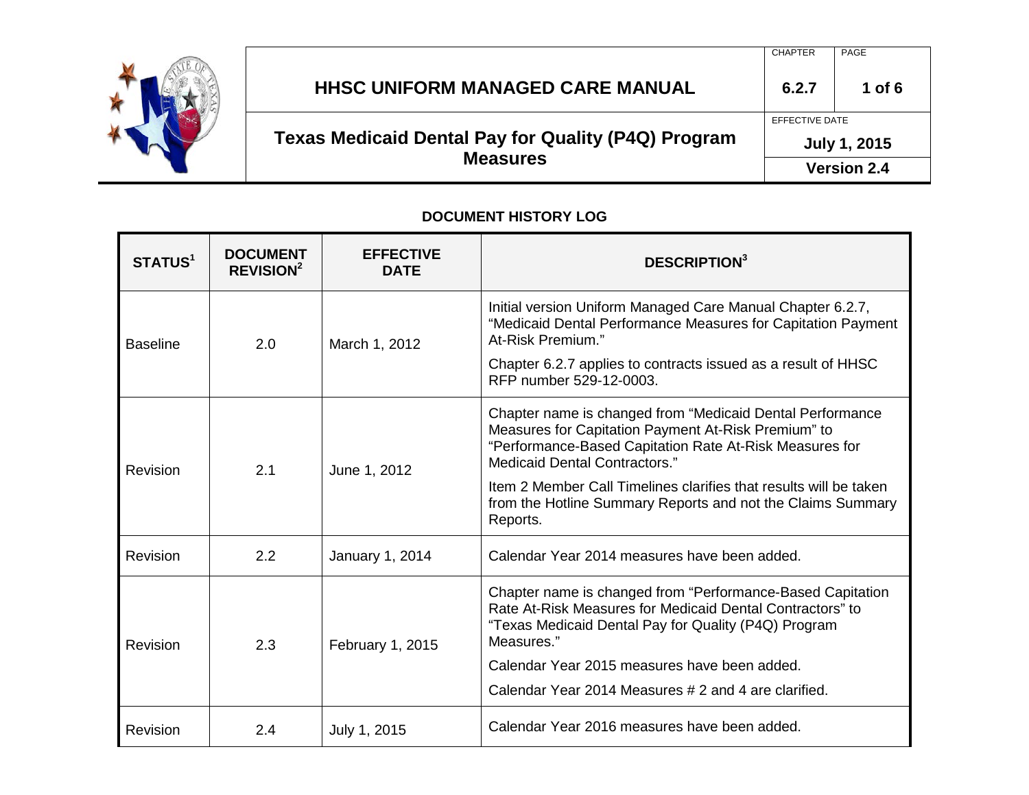# HHSC UNIFORM MANAGED CARE MANUAL

| CHAPTER | PAGE |
|---|---|
| 6.2.7 | 1 of 6 |

## Texas Medicaid Dental Pay for Quality (P4Q) Program Measures

EFFECTIVE DATE: **July 1, 2015**

**Version 2.4**

### DOCUMENT HISTORY LOG

| STATUS[1] | DOCUMENT REVISION[2] | EFFECTIVE DATE | DESCRIPTION[3] |
|---|---|---|---|
| Baseline | 2.0 | March 1, 2012 | Initial version Uniform Managed Care Manual Chapter 6.2.7, "Medicaid Dental Performance Measures for Capitation Payment At-Risk Premium." <br><br> Chapter 6.2.7 applies to contracts issued as a result of HHSC RFP number 529-12-0003. |
| Revision | 2.1 | June 1, 2012 | Chapter name is changed from "Medicaid Dental Performance Measures for Capitation Payment At-Risk Premium" to "Performance-Based Capitation Rate At-Risk Measures for Medicaid Dental Contractors." <br><br> Item 2 Member Call Timelines clarifies that results will be taken from the Hotline Summary Reports and not the Claims Summary Reports. |
| Revision | 2.2 | January 1, 2014 | Calendar Year 2014 measures have been added. |
| Revision | 2.3 | February 1, 2015 | Chapter name is changed from "Performance-Based Capitation Rate At-Risk Measures for Medicaid Dental Contractors" to "Texas Medicaid Dental Pay for Quality (P4Q) Program Measures." <br><br> Calendar Year 2015 measures have been added. <br><br> Calendar Year 2014 Measures # 2 and 4 are clarified. |
| Revision | 2.4 | July 1, 2015 | Calendar Year 2016 measures have been added. |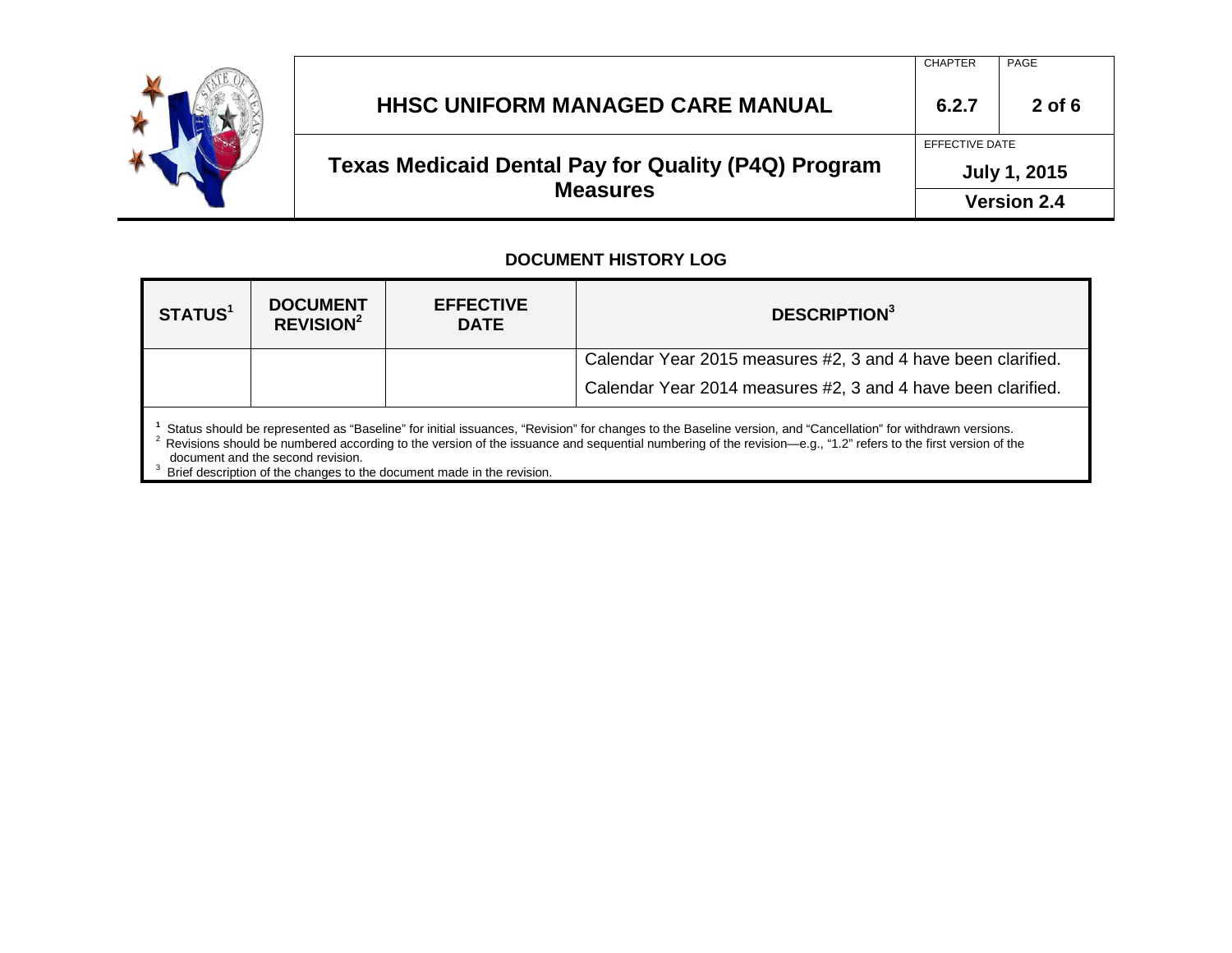## DOCUMENT HISTORY LOG

| STATUS[1] | DOCUMENT REVISION[2] | EFFECTIVE DATE | DESCRIPTION[3] |
|---|---|---|---|
| | | | Calendar Year 2015 measures #2, 3 and 4 have been clarified. Calendar Year 2014 measures #2, 3 and 4 have been clarified. |

[1] Status should be represented as "Baseline" for initial issuances, "Revision" for changes to the Baseline version, and "Cancellation" for withdrawn versions.
[2] Revisions should be numbered according to the version of the issuance and sequential numbering of the revision—e.g., "1.2" refers to the first version of the document and the second revision.
[3] Brief description of the changes to the document made in the revision.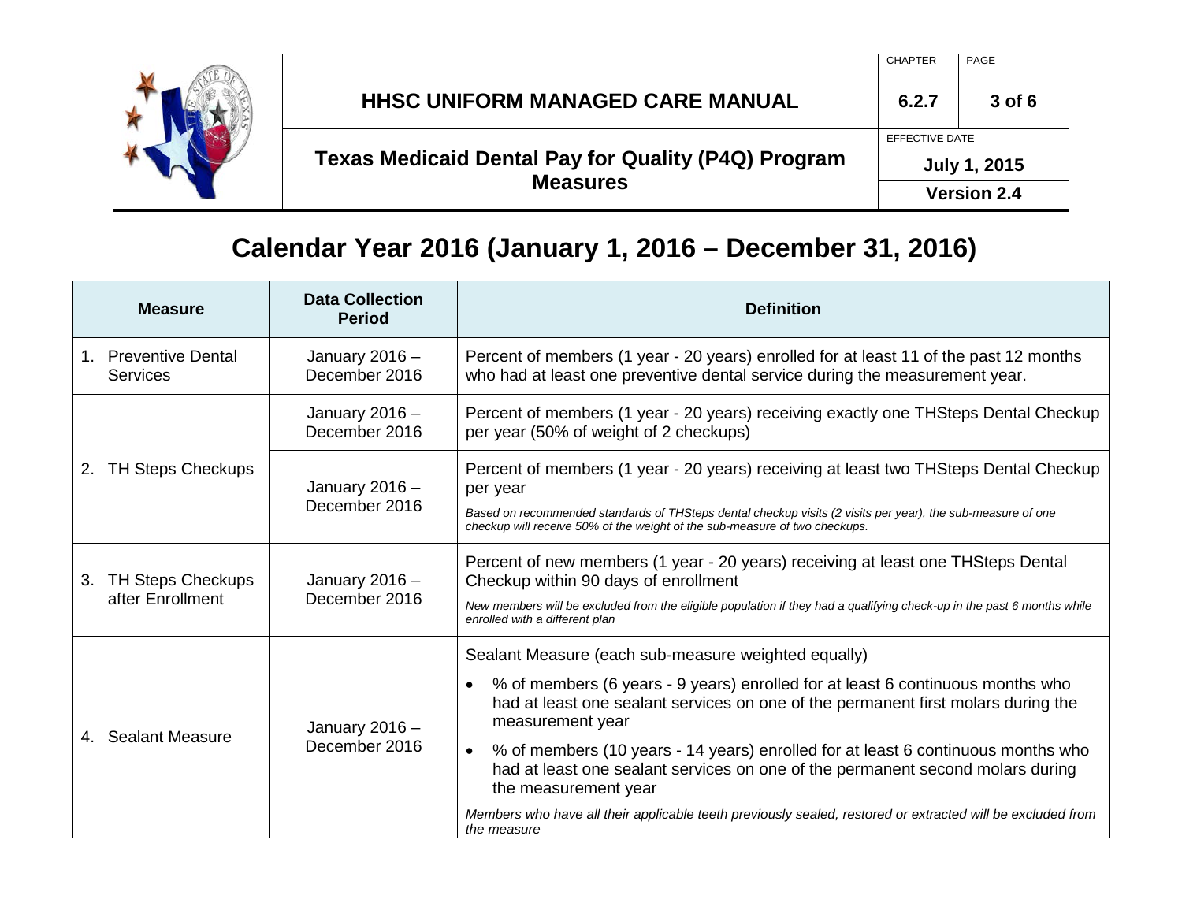# Calendar Year 2016 (January 1, 2016 – December 31, 2016)

| Measure | Data Collection Period | Definition |
|---|---|---|
| 1. Preventive Dental Services | January 2016 – December 2016 | Percent of members (1 year - 20 years) enrolled for at least 11 of the past 12 months who had at least one preventive dental service during the measurement year. |
| 2. TH Steps Checkups | January 2016 – December 2016 | Percent of members (1 year - 20 years) receiving exactly one THSteps Dental Checkup per year (50% of weight of 2 checkups) |
| | January 2016 – December 2016 | Percent of members (1 year - 20 years) receiving at least two THSteps Dental Checkup per year<br>*Based on recommended standards of THSteps dental checkup visits (2 visits per year), the sub-measure of one checkup will receive 50% of the weight of the sub-measure of two checkups.* |
| 3. TH Steps Checkups after Enrollment | January 2016 – December 2016 | Percent of new members (1 year - 20 years) receiving at least one THSteps Dental Checkup within 90 days of enrollment<br>*New members will be excluded from the eligible population if they had a qualifying check-up in the past 6 months while enrolled with a different plan* |
| 4. Sealant Measure | January 2016 – December 2016 | Sealant Measure (each sub-measure weighted equally)<br>• % of members (6 years - 9 years) enrolled for at least 6 continuous months who had at least one sealant services on one of the permanent first molars during the measurement year<br>• % of members (10 years - 14 years) enrolled for at least 6 continuous months who had at least one sealant services on one of the permanent second molars during the measurement year<br>*Members who have all their applicable teeth previously sealed, restored or extracted will be excluded from the measure* |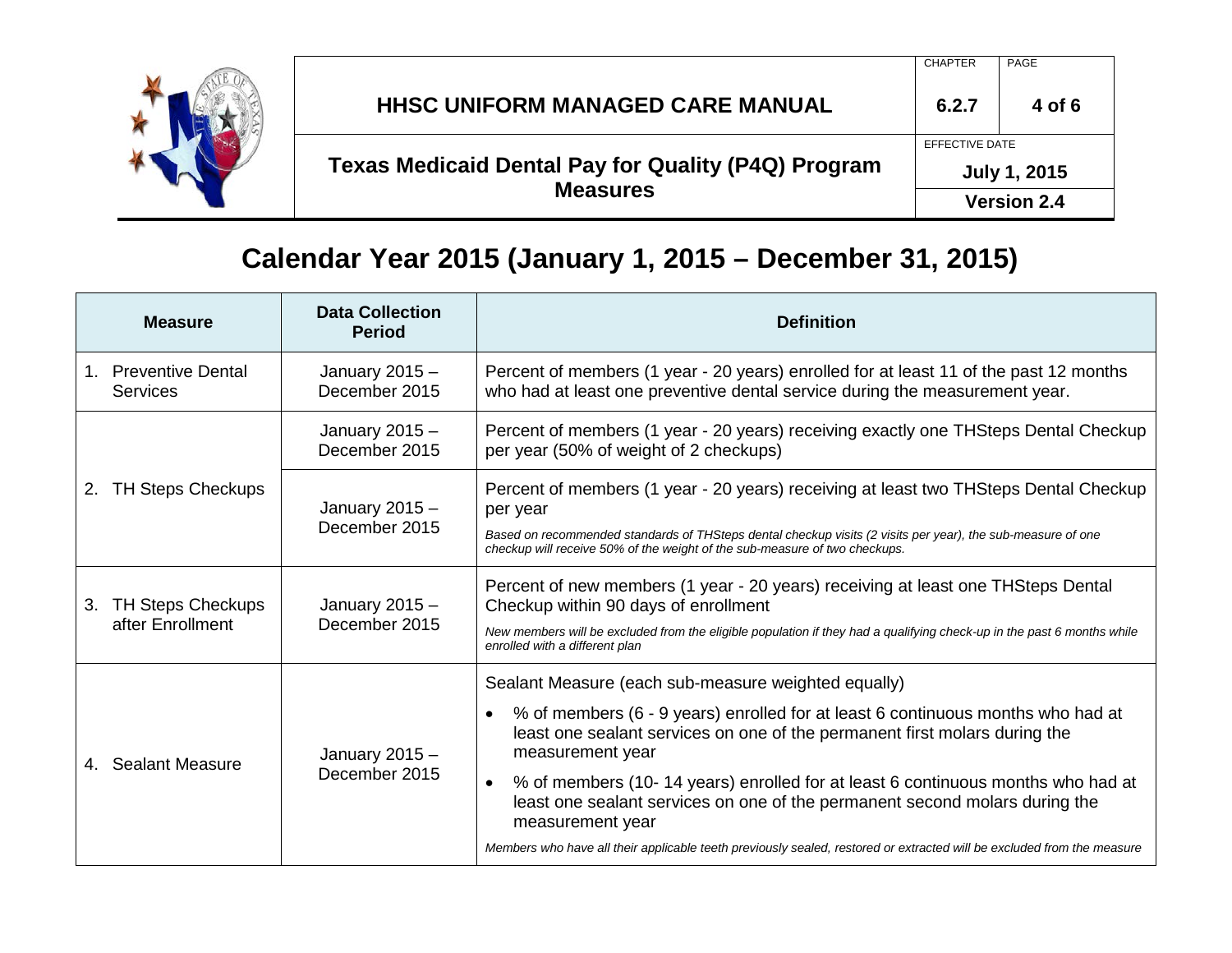# Calendar Year 2015 (January 1, 2015 – December 31, 2015)

| Measure | Data Collection Period | Definition |
|---|---|---|
| 1. Preventive Dental Services | January 2015 – December 2015 | Percent of members (1 year - 20 years) enrolled for at least 11 of the past 12 months who had at least one preventive dental service during the measurement year. |
| 2. TH Steps Checkups | January 2015 – December 2015 | Percent of members (1 year - 20 years) receiving exactly one THSteps Dental Checkup per year (50% of weight of 2 checkups) |
| | January 2015 – December 2015 | Percent of members (1 year - 20 years) receiving at least two THSteps Dental Checkup per year<br>*Based on recommended standards of THSteps dental checkup visits (2 visits per year), the sub-measure of one checkup will receive 50% of the weight of the sub-measure of two checkups.* |
| 3. TH Steps Checkups after Enrollment | January 2015 – December 2015 | Percent of new members (1 year - 20 years) receiving at least one THSteps Dental Checkup within 90 days of enrollment<br>*New members will be excluded from the eligible population if they had a qualifying check-up in the past 6 months while enrolled with a different plan* |
| 4. Sealant Measure | January 2015 – December 2015 | Sealant Measure (each sub-measure weighted equally)<br>• % of members (6 - 9 years) enrolled for at least 6 continuous months who had at least one sealant services on one of the permanent first molars during the measurement year<br>• % of members (10- 14 years) enrolled for at least 6 continuous months who had at least one sealant services on one of the permanent second molars during the measurement year<br>*Members who have all their applicable teeth previously sealed, restored or extracted will be excluded from the measure* |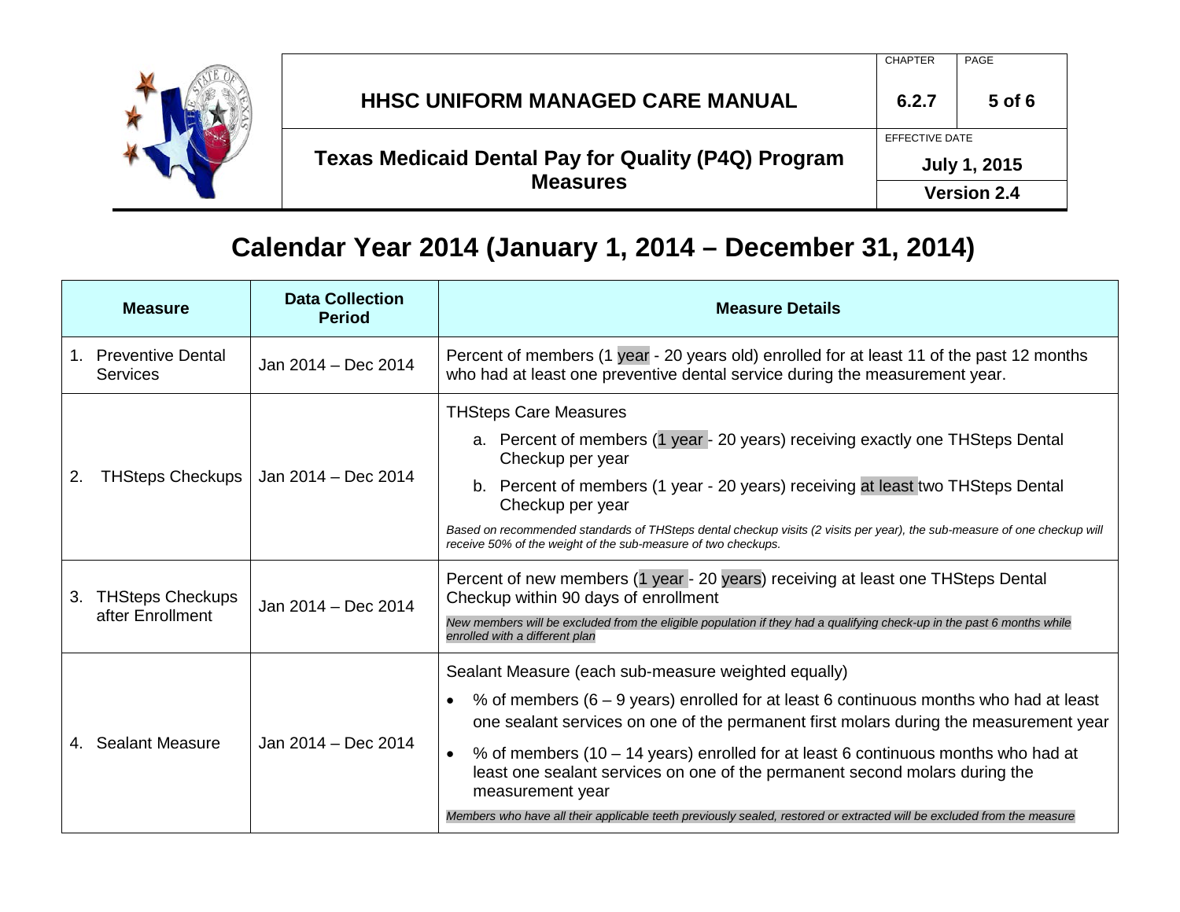## Calendar Year 2014 (January 1, 2014 – December 31, 2014)

| Measure | Data Collection Period | Measure Details |
| --- | --- | --- |
| 1. Preventive Dental Services | Jan 2014 – Dec 2014 | Percent of members (1 year - 20 years old) enrolled for at least 11 of the past 12 months who had at least one preventive dental service during the measurement year. |
| 2. THSteps Checkups | Jan 2014 – Dec 2014 | THSteps Care Measures<br>a. Percent of members (1 year - 20 years) receiving exactly one THSteps Dental Checkup per year<br>b. Percent of members (1 year - 20 years) receiving at least two THSteps Dental Checkup per year<br>*Based on recommended standards of THSteps dental checkup visits (2 visits per year), the sub-measure of one checkup will receive 50% of the weight of the sub-measure of two checkups.* |
| 3. THSteps Checkups after Enrollment | Jan 2014 – Dec 2014 | Percent of new members (1 year - 20 years) receiving at least one THSteps Dental Checkup within 90 days of enrollment<br>*New members will be excluded from the eligible population if they had a qualifying check-up in the past 6 months while enrolled with a different plan* |
| 4. Sealant Measure | Jan 2014 – Dec 2014 | Sealant Measure (each sub-measure weighted equally)<br>• % of members (6 – 9 years) enrolled for at least 6 continuous months who had at least one sealant services on one of the permanent first molars during the measurement year<br>• % of members (10 – 14 years) enrolled for at least 6 continuous months who had at least one sealant services on one of the permanent second molars during the measurement year<br>*Members who have all their applicable teeth previously sealed, restored or extracted will be excluded from the measure* |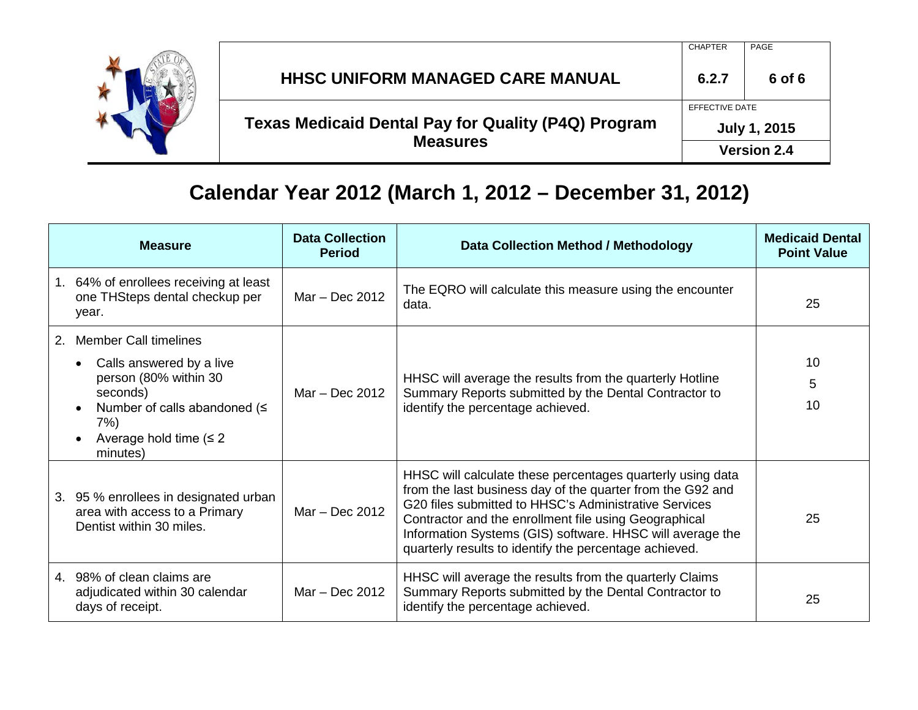# Calendar Year 2012 (March 1, 2012 – December 31, 2012)

| Measure | Data Collection Period | Data Collection Method / Methodology | Medicaid Dental Point Value |
|---|---|---|---|
| 1. 64% of enrollees receiving at least one THSteps dental checkup per year. | Mar – Dec 2012 | The EQRO will calculate this measure using the encounter data. | 25 |
| 2. Member Call timelines<br>• Calls answered by a live person (80% within 30 seconds)<br>• Number of calls abandoned (≤ 7%)<br>• Average hold time (≤ 2 minutes) | Mar – Dec 2012 | HHSC will average the results from the quarterly Hotline Summary Reports submitted by the Dental Contractor to identify the percentage achieved. | 10<br>5<br>10 |
| 3. 95 % enrollees in designated urban area with access to a Primary Dentist within 30 miles. | Mar – Dec 2012 | HHSC will calculate these percentages quarterly using data from the last business day of the quarter from the G92 and G20 files submitted to HHSC's Administrative Services Contractor and the enrollment file using Geographical Information Systems (GIS) software. HHSC will average the quarterly results to identify the percentage achieved. | 25 |
| 4. 98% of clean claims are adjudicated within 30 calendar days of receipt. | Mar – Dec 2012 | HHSC will average the results from the quarterly Claims Summary Reports submitted by the Dental Contractor to identify the percentage achieved. | 25 |